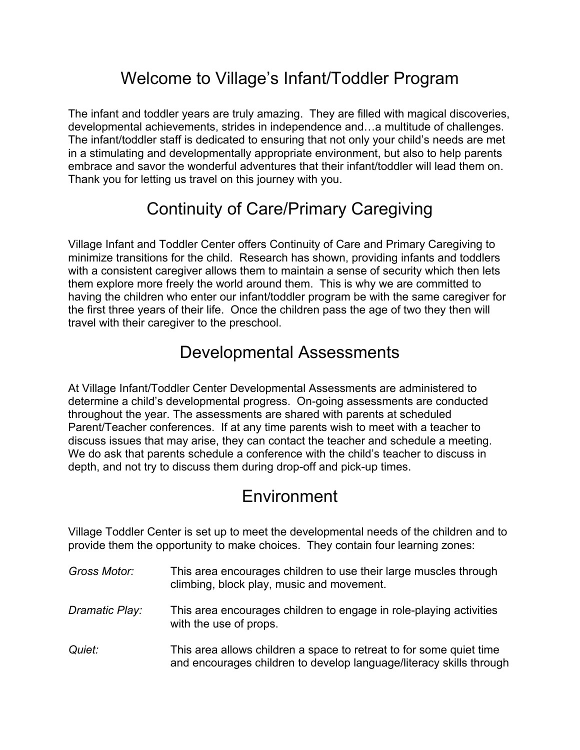# Welcome to Village's Infant/Toddler Program

The infant and toddler years are truly amazing. They are filled with magical discoveries, developmental achievements, strides in independence and…a multitude of challenges. The infant/toddler staff is dedicated to ensuring that not only your child's needs are met in a stimulating and developmentally appropriate environment, but also to help parents embrace and savor the wonderful adventures that their infant/toddler will lead them on. Thank you for letting us travel on this journey with you.

# Continuity of Care/Primary Caregiving

Village Infant and Toddler Center offers Continuity of Care and Primary Caregiving to minimize transitions for the child. Research has shown, providing infants and toddlers with a consistent caregiver allows them to maintain a sense of security which then lets them explore more freely the world around them. This is why we are committed to having the children who enter our infant/toddler program be with the same caregiver for the first three years of their life. Once the children pass the age of two they then will travel with their caregiver to the preschool.

# Developmental Assessments

At Village Infant/Toddler Center Developmental Assessments are administered to determine a child's developmental progress. On-going assessments are conducted throughout the year. The assessments are shared with parents at scheduled Parent/Teacher conferences. If at any time parents wish to meet with a teacher to discuss issues that may arise, they can contact the teacher and schedule a meeting. We do ask that parents schedule a conference with the child's teacher to discuss in depth, and not try to discuss them during drop-off and pick-up times.

# Environment

Village Toddler Center is set up to meet the developmental needs of the children and to provide them the opportunity to make choices. They contain four learning zones:

*Gross Motor:* This area encourages children to use their large muscles through climbing, block play, music and movement.

*Dramatic Play:* This area encourages children to engage in role-playing activities with the use of props.

*Quiet:* This area allows children a space to retreat to for some quiet time and encourages children to develop language/literacy skills through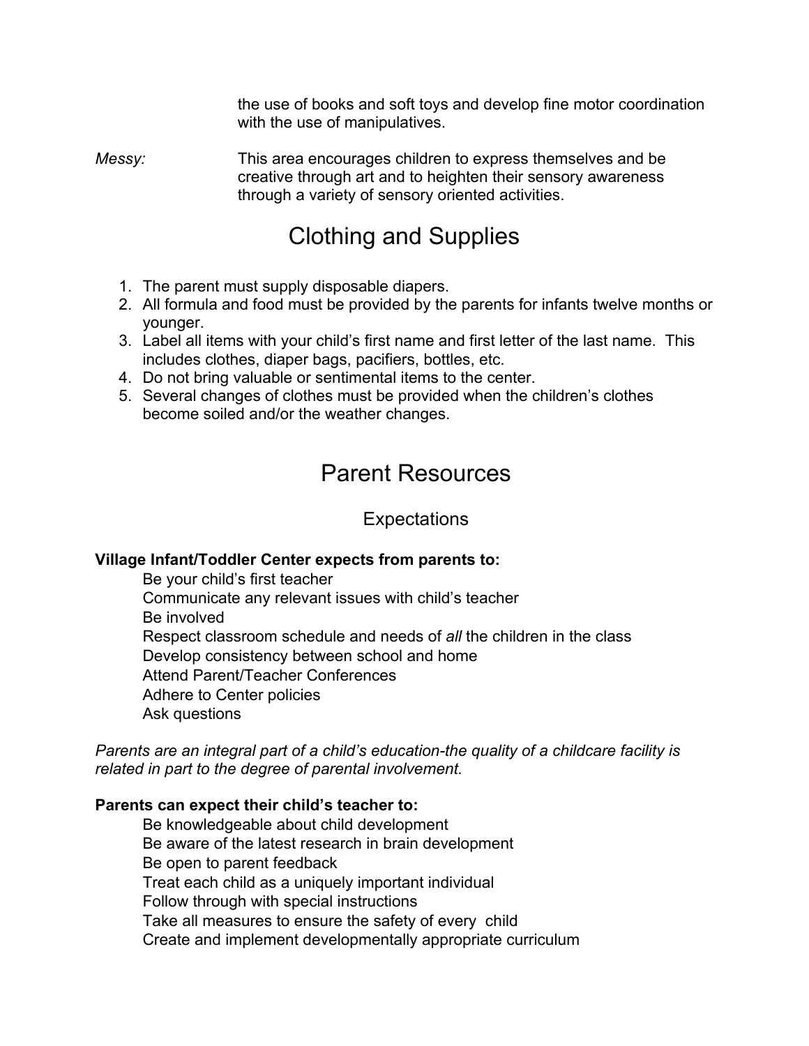the use of books and soft toys and develop fine motor coordination with the use of manipulatives.

*Messy:* This area encourages children to express themselves and be creative through art and to heighten their sensory awareness through a variety of sensory oriented activities.

# Clothing and Supplies

1. The parent must supply disposable diapers.
2. All formula and food must be provided by the parents for infants twelve months or younger.
3. Label all items with your child's first name and first letter of the last name. This includes clothes, diaper bags, pacifiers, bottles, etc.
4. Do not bring valuable or sentimental items to the center.
5. Several changes of clothes must be provided when the children's clothes become soiled and/or the weather changes.

# Parent Resources

## Expectations

**Village Infant/Toddler Center expects from parents to:**

Be your child's first teacher
Communicate any relevant issues with child's teacher
Be involved
Respect classroom schedule and needs of *all* the children in the class
Develop consistency between school and home
Attend Parent/Teacher Conferences
Adhere to Center policies
Ask questions

*Parents are an integral part of a child's education-the quality of a childcare facility is related in part to the degree of parental involvement.*

**Parents can expect their child's teacher to:**

Be knowledgeable about child development
Be aware of the latest research in brain development
Be open to parent feedback
Treat each child as a uniquely important individual
Follow through with special instructions
Take all measures to ensure the safety of every child
Create and implement developmentally appropriate curriculum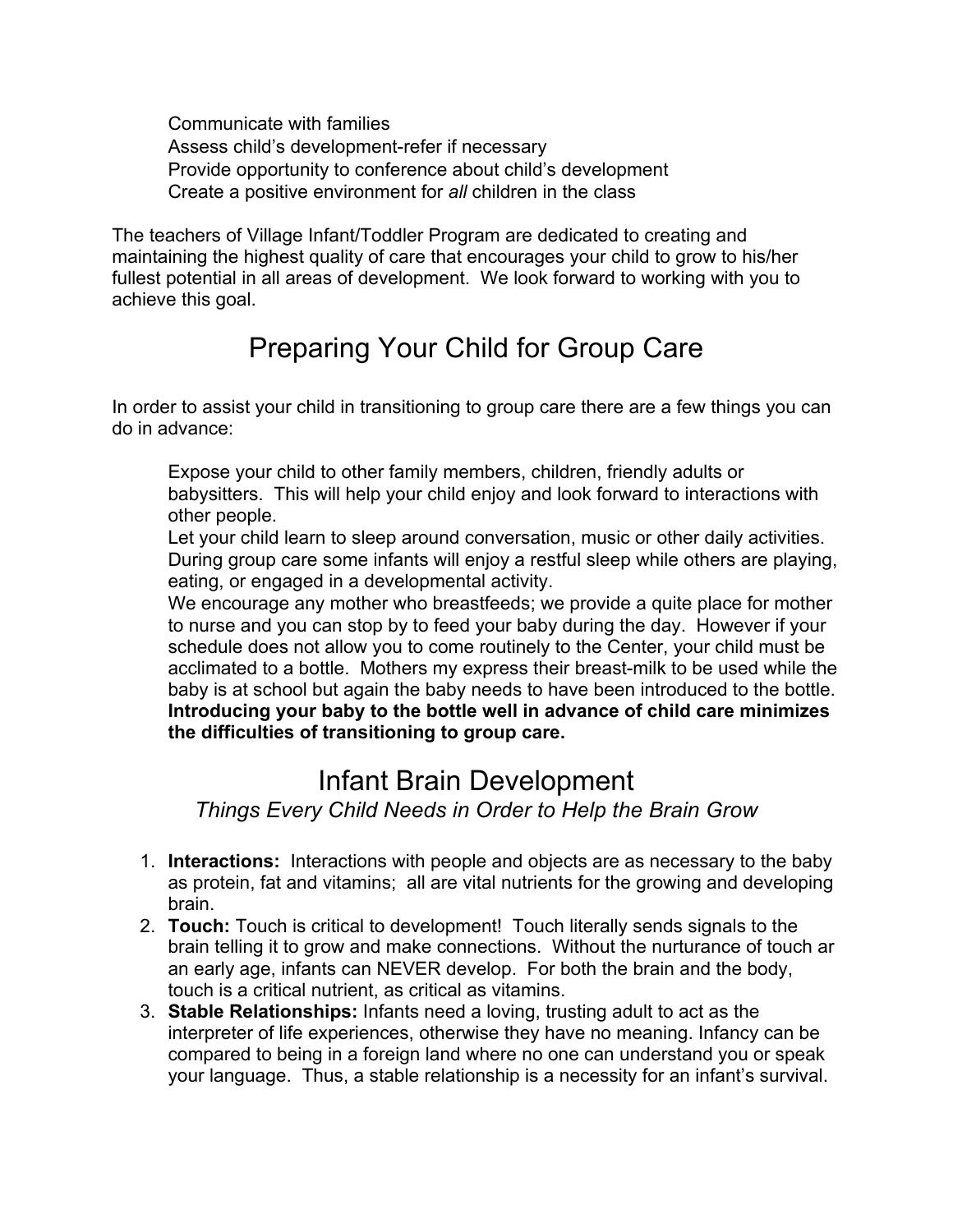Communicate with families
Assess child's development-refer if necessary
Provide opportunity to conference about child's development
Create a positive environment for *all* children in the class

The teachers of Village Infant/Toddler Program are dedicated to creating and maintaining the highest quality of care that encourages your child to grow to his/her fullest potential in all areas of development. We look forward to working with you to achieve this goal.

# Preparing Your Child for Group Care

In order to assist your child in transitioning to group care there are a few things you can do in advance:

Expose your child to other family members, children, friendly adults or babysitters. This will help your child enjoy and look forward to interactions with other people.

Let your child learn to sleep around conversation, music or other daily activities. During group care some infants will enjoy a restful sleep while others are playing, eating, or engaged in a developmental activity.

We encourage any mother who breastfeeds; we provide a quite place for mother to nurse and you can stop by to feed your baby during the day. However if your schedule does not allow you to come routinely to the Center, your child must be acclimated to a bottle. Mothers my express their breast-milk to be used while the baby is at school but again the baby needs to have been introduced to the bottle. **Introducing your baby to the bottle well in advance of child care minimizes the difficulties of transitioning to group care.**

# Infant Brain Development

*Things Every Child Needs in Order to Help the Brain Grow*

1. **Interactions:** Interactions with people and objects are as necessary to the baby as protein, fat and vitamins; all are vital nutrients for the growing and developing brain.
2. **Touch:** Touch is critical to development! Touch literally sends signals to the brain telling it to grow and make connections. Without the nurturance of touch ar an early age, infants can NEVER develop. For both the brain and the body, touch is a critical nutrient, as critical as vitamins.
3. **Stable Relationships:** Infants need a loving, trusting adult to act as the interpreter of life experiences, otherwise they have no meaning. Infancy can be compared to being in a foreign land where no one can understand you or speak your language. Thus, a stable relationship is a necessity for an infant's survival.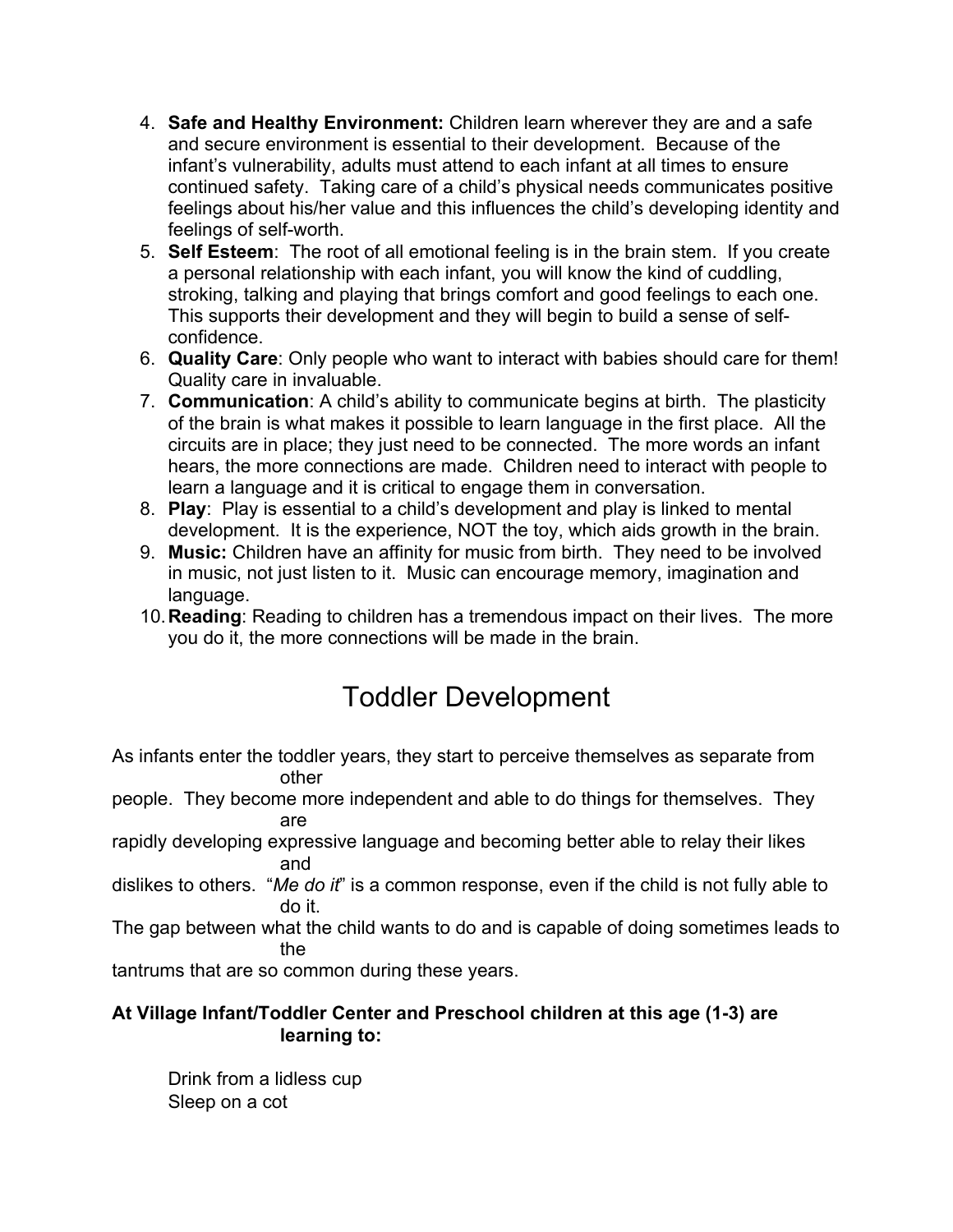4. **Safe and Healthy Environment:** Children learn wherever they are and a safe and secure environment is essential to their development. Because of the infant's vulnerability, adults must attend to each infant at all times to ensure continued safety. Taking care of a child's physical needs communicates positive feelings about his/her value and this influences the child's developing identity and feelings of self-worth.
5. **Self Esteem**: The root of all emotional feeling is in the brain stem. If you create a personal relationship with each infant, you will know the kind of cuddling, stroking, talking and playing that brings comfort and good feelings to each one. This supports their development and they will begin to build a sense of self-confidence.
6. **Quality Care**: Only people who want to interact with babies should care for them! Quality care in invaluable.
7. **Communication**: A child's ability to communicate begins at birth. The plasticity of the brain is what makes it possible to learn language in the first place. All the circuits are in place; they just need to be connected. The more words an infant hears, the more connections are made. Children need to interact with people to learn a language and it is critical to engage them in conversation.
8. **Play**: Play is essential to a child's development and play is linked to mental development. It is the experience, NOT the toy, which aids growth in the brain.
9. **Music:** Children have an affinity for music from birth. They need to be involved in music, not just listen to it. Music can encourage memory, imagination and language.
10. **Reading**: Reading to children has a tremendous impact on their lives. The more you do it, the more connections will be made in the brain.

# Toddler Development

As infants enter the toddler years, they start to perceive themselves as separate from other people. They become more independent and able to do things for themselves. They are rapidly developing expressive language and becoming better able to relay their likes and dislikes to others. "*Me do it*" is a common response, even if the child is not fully able to do it. The gap between what the child wants to do and is capable of doing sometimes leads to the tantrums that are so common during these years.

**At Village Infant/Toddler Center and Preschool children at this age (1-3) are learning to:**

Drink from a lidless cup
Sleep on a cot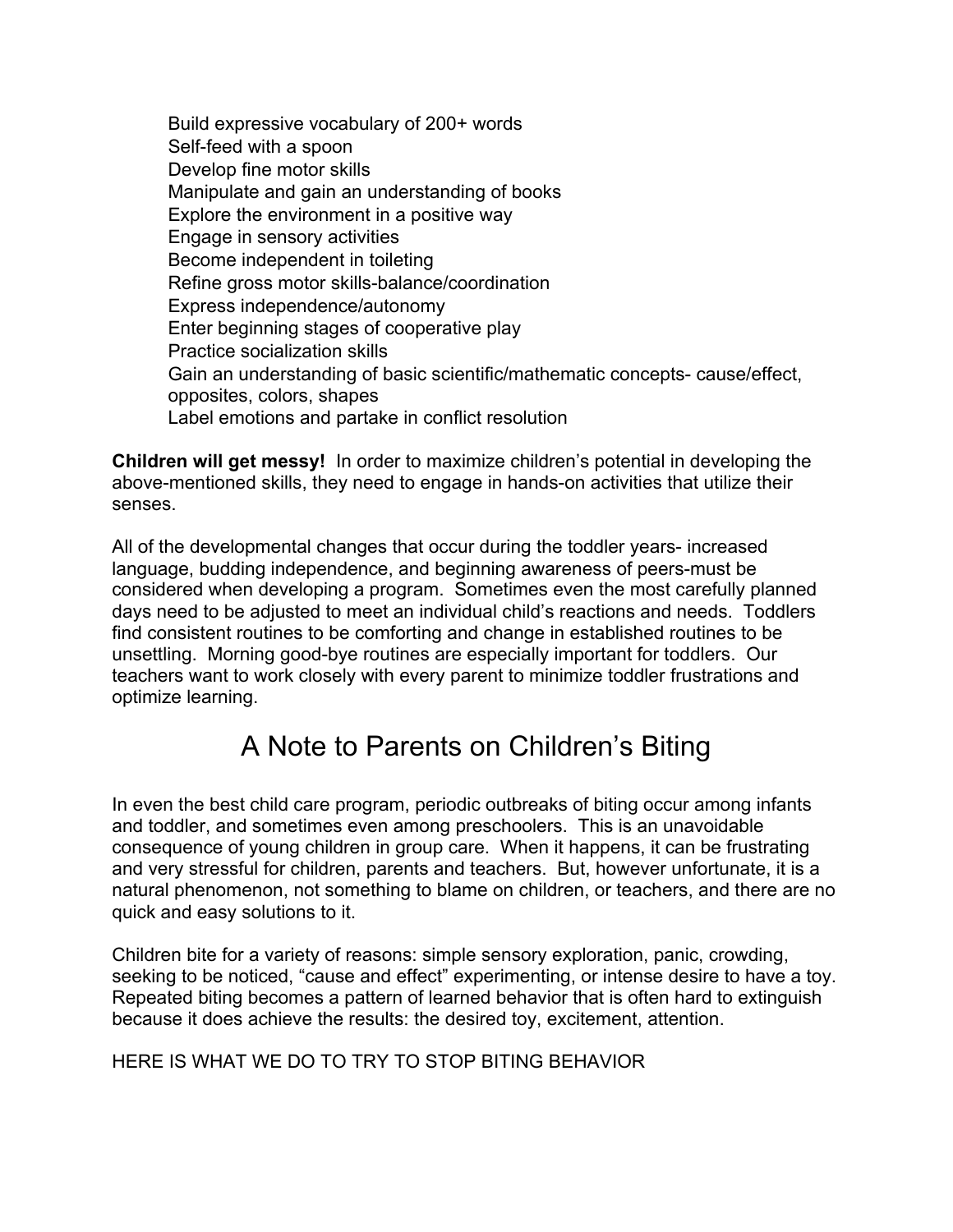- Build expressive vocabulary of 200+ words
- Self-feed with a spoon
- Develop fine motor skills
- Manipulate and gain an understanding of books
- Explore the environment in a positive way
- Engage in sensory activities
- Become independent in toileting
- Refine gross motor skills-balance/coordination
- Express independence/autonomy
- Enter beginning stages of cooperative play
- Practice socialization skills
- Gain an understanding of basic scientific/mathematic concepts- cause/effect, opposites, colors, shapes
- Label emotions and partake in conflict resolution

**Children will get messy!** In order to maximize children's potential in developing the above-mentioned skills, they need to engage in hands-on activities that utilize their senses.

All of the developmental changes that occur during the toddler years- increased language, budding independence, and beginning awareness of peers-must be considered when developing a program. Sometimes even the most carefully planned days need to be adjusted to meet an individual child's reactions and needs. Toddlers find consistent routines to be comforting and change in established routines to be unsettling. Morning good-bye routines are especially important for toddlers. Our teachers want to work closely with every parent to minimize toddler frustrations and optimize learning.

## A Note to Parents on Children's Biting

In even the best child care program, periodic outbreaks of biting occur among infants and toddler, and sometimes even among preschoolers. This is an unavoidable consequence of young children in group care. When it happens, it can be frustrating and very stressful for children, parents and teachers. But, however unfortunate, it is a natural phenomenon, not something to blame on children, or teachers, and there are no quick and easy solutions to it.

Children bite for a variety of reasons: simple sensory exploration, panic, crowding, seeking to be noticed, "cause and effect" experimenting, or intense desire to have a toy. Repeated biting becomes a pattern of learned behavior that is often hard to extinguish because it does achieve the results: the desired toy, excitement, attention.

HERE IS WHAT WE DO TO TRY TO STOP BITING BEHAVIOR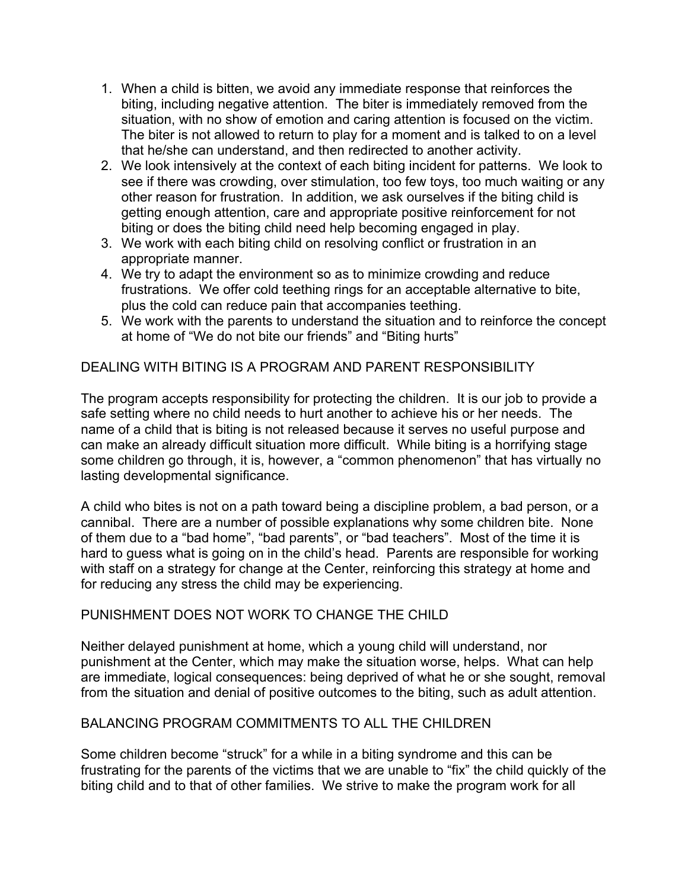1. When a child is bitten, we avoid any immediate response that reinforces the biting, including negative attention. The biter is immediately removed from the situation, with no show of emotion and caring attention is focused on the victim. The biter is not allowed to return to play for a moment and is talked to on a level that he/she can understand, and then redirected to another activity.
2. We look intensively at the context of each biting incident for patterns. We look to see if there was crowding, over stimulation, too few toys, too much waiting or any other reason for frustration. In addition, we ask ourselves if the biting child is getting enough attention, care and appropriate positive reinforcement for not biting or does the biting child need help becoming engaged in play.
3. We work with each biting child on resolving conflict or frustration in an appropriate manner.
4. We try to adapt the environment so as to minimize crowding and reduce frustrations. We offer cold teething rings for an acceptable alternative to bite, plus the cold can reduce pain that accompanies teething.
5. We work with the parents to understand the situation and to reinforce the concept at home of "We do not bite our friends" and "Biting hurts"

## DEALING WITH BITING IS A PROGRAM AND PARENT RESPONSIBILITY

The program accepts responsibility for protecting the children. It is our job to provide a safe setting where no child needs to hurt another to achieve his or her needs. The name of a child that is biting is not released because it serves no useful purpose and can make an already difficult situation more difficult. While biting is a horrifying stage some children go through, it is, however, a "common phenomenon" that has virtually no lasting developmental significance.

A child who bites is not on a path toward being a discipline problem, a bad person, or a cannibal. There are a number of possible explanations why some children bite. None of them due to a "bad home", "bad parents", or "bad teachers". Most of the time it is hard to guess what is going on in the child's head. Parents are responsible for working with staff on a strategy for change at the Center, reinforcing this strategy at home and for reducing any stress the child may be experiencing.

## PUNISHMENT DOES NOT WORK TO CHANGE THE CHILD

Neither delayed punishment at home, which a young child will understand, nor punishment at the Center, which may make the situation worse, helps. What can help are immediate, logical consequences: being deprived of what he or she sought, removal from the situation and denial of positive outcomes to the biting, such as adult attention.

## BALANCING PROGRAM COMMITMENTS TO ALL THE CHILDREN

Some children become "struck" for a while in a biting syndrome and this can be frustrating for the parents of the victims that we are unable to "fix" the child quickly of the biting child and to that of other families. We strive to make the program work for all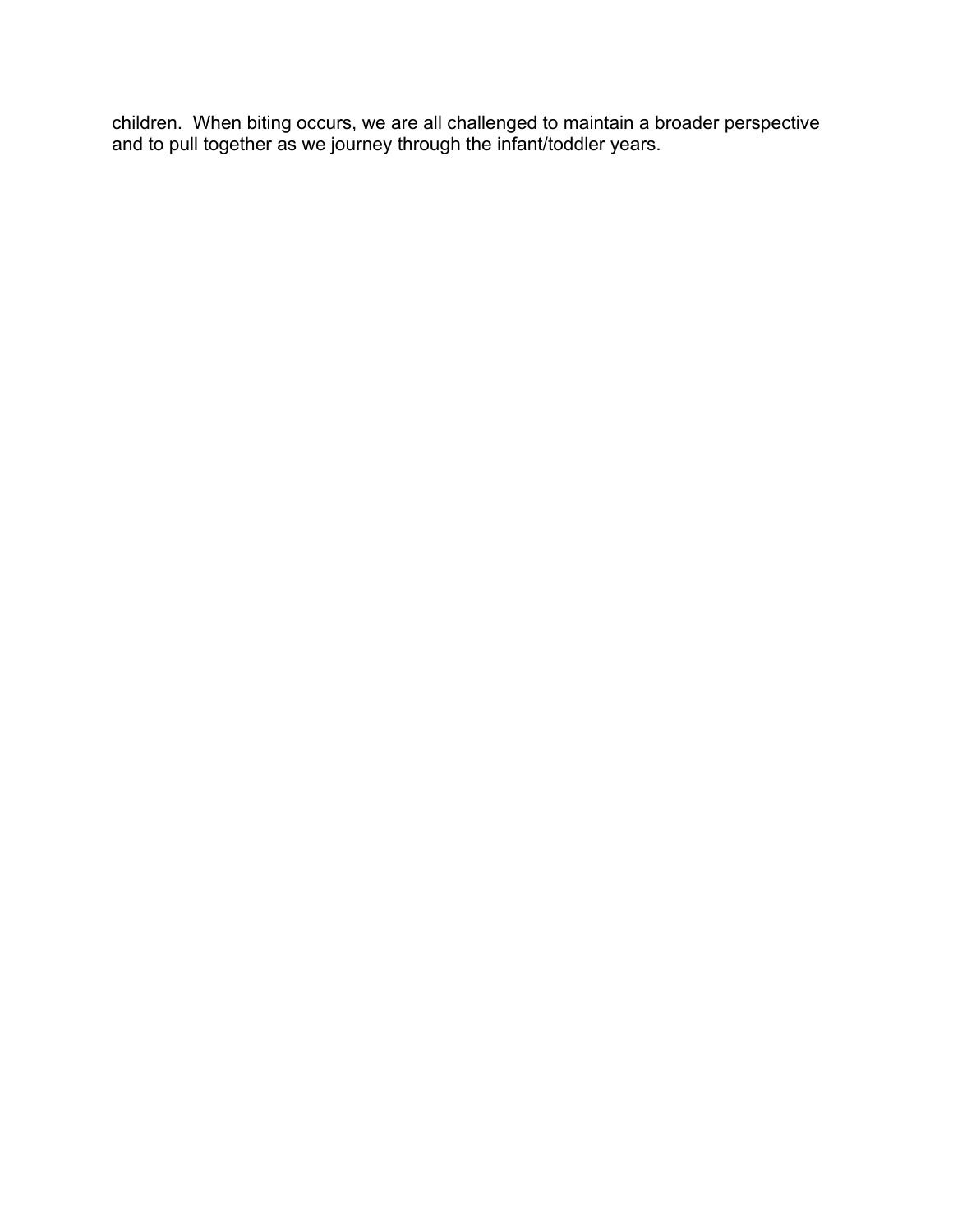children.  When biting occurs, we are all challenged to maintain a broader perspective and to pull together as we journey through the infant/toddler years.